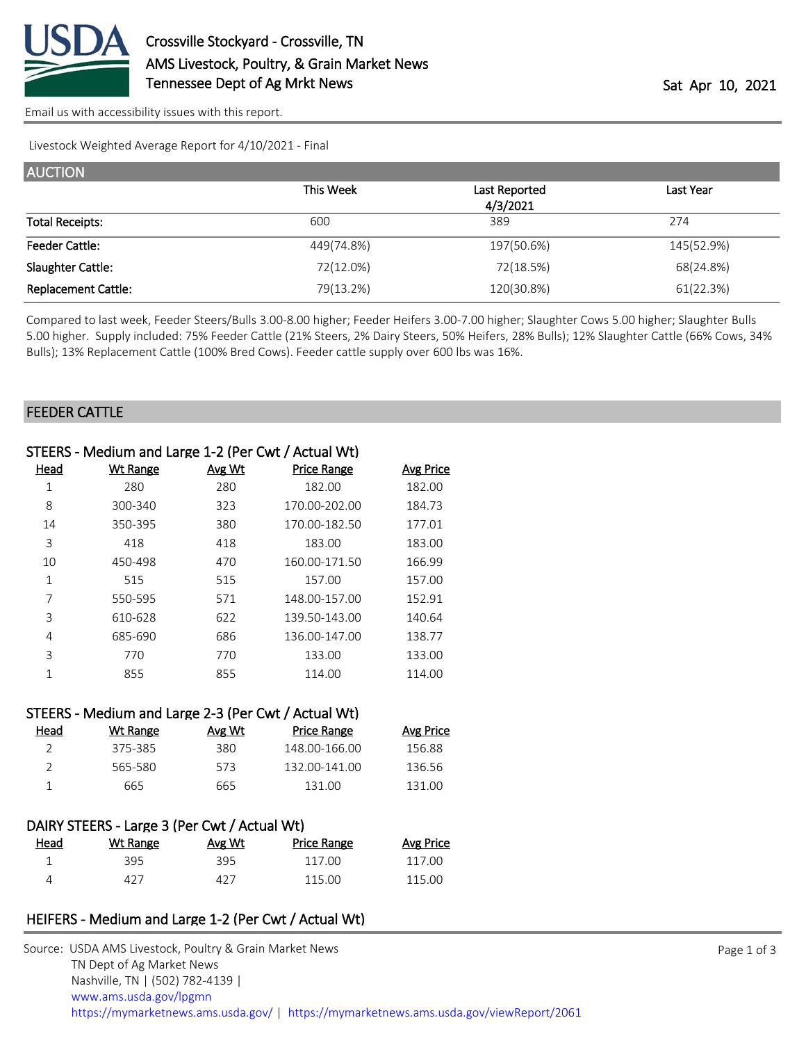# Crossville Stockyard - Crossville, TN

AMS Livestock, Poultry, & Grain Market News
Tennessee Dept of Ag Mrkt News

Sat Apr 10, 2021

Email us with accessibility issues with this report.

Livestock Weighted Average Report for 4/10/2021 - Final

## AUCTION

| | This Week | Last Reported 4/3/2021 | Last Year |
|---|---|---|---|
| Total Receipts: | 600 | 389 | 274 |
| Feeder Cattle: | 449(74.8%) | 197(50.6%) | 145(52.9%) |
| Slaughter Cattle: | 72(12.0%) | 72(18.5%) | 68(24.8%) |
| Replacement Cattle: | 79(13.2%) | 120(30.8%) | 61(22.3%) |

Compared to last week, Feeder Steers/Bulls 3.00-8.00 higher; Feeder Heifers 3.00-7.00 higher; Slaughter Cows 5.00 higher; Slaughter Bulls 5.00 higher. Supply included: 75% Feeder Cattle (21% Steers, 2% Dairy Steers, 50% Heifers, 28% Bulls); 12% Slaughter Cattle (66% Cows, 34% Bulls); 13% Replacement Cattle (100% Bred Cows). Feeder cattle supply over 600 lbs was 16%.

## FEEDER CATTLE

### STEERS - Medium and Large 1-2 (Per Cwt / Actual Wt)

| Head | Wt Range | Avg Wt | Price Range | Avg Price |
|---|---|---|---|---|
| 1 | 280 | 280 | 182.00 | 182.00 |
| 8 | 300-340 | 323 | 170.00-202.00 | 184.73 |
| 14 | 350-395 | 380 | 170.00-182.50 | 177.01 |
| 3 | 418 | 418 | 183.00 | 183.00 |
| 10 | 450-498 | 470 | 160.00-171.50 | 166.99 |
| 1 | 515 | 515 | 157.00 | 157.00 |
| 7 | 550-595 | 571 | 148.00-157.00 | 152.91 |
| 3 | 610-628 | 622 | 139.50-143.00 | 140.64 |
| 4 | 685-690 | 686 | 136.00-147.00 | 138.77 |
| 3 | 770 | 770 | 133.00 | 133.00 |
| 1 | 855 | 855 | 114.00 | 114.00 |

### STEERS - Medium and Large 2-3 (Per Cwt / Actual Wt)

| Head | Wt Range | Avg Wt | Price Range | Avg Price |
|---|---|---|---|---|
| 2 | 375-385 | 380 | 148.00-166.00 | 156.88 |
| 2 | 565-580 | 573 | 132.00-141.00 | 136.56 |
| 1 | 665 | 665 | 131.00 | 131.00 |

### DAIRY STEERS - Large 3 (Per Cwt / Actual Wt)

| Head | Wt Range | Avg Wt | Price Range | Avg Price |
|---|---|---|---|---|
| 1 | 395 | 395 | 117.00 | 117.00 |
| 4 | 427 | 427 | 115.00 | 115.00 |

### HEIFERS - Medium and Large 1-2 (Per Cwt / Actual Wt)

Source: USDA AMS Livestock, Poultry & Grain Market News
TN Dept of Ag Market News
Nashville, TN | (502) 782-4139 |
www.ams.usda.gov/lpgmn
https://mymarketnews.ams.usda.gov/ | https://mymarketnews.ams.usda.gov/viewReport/2061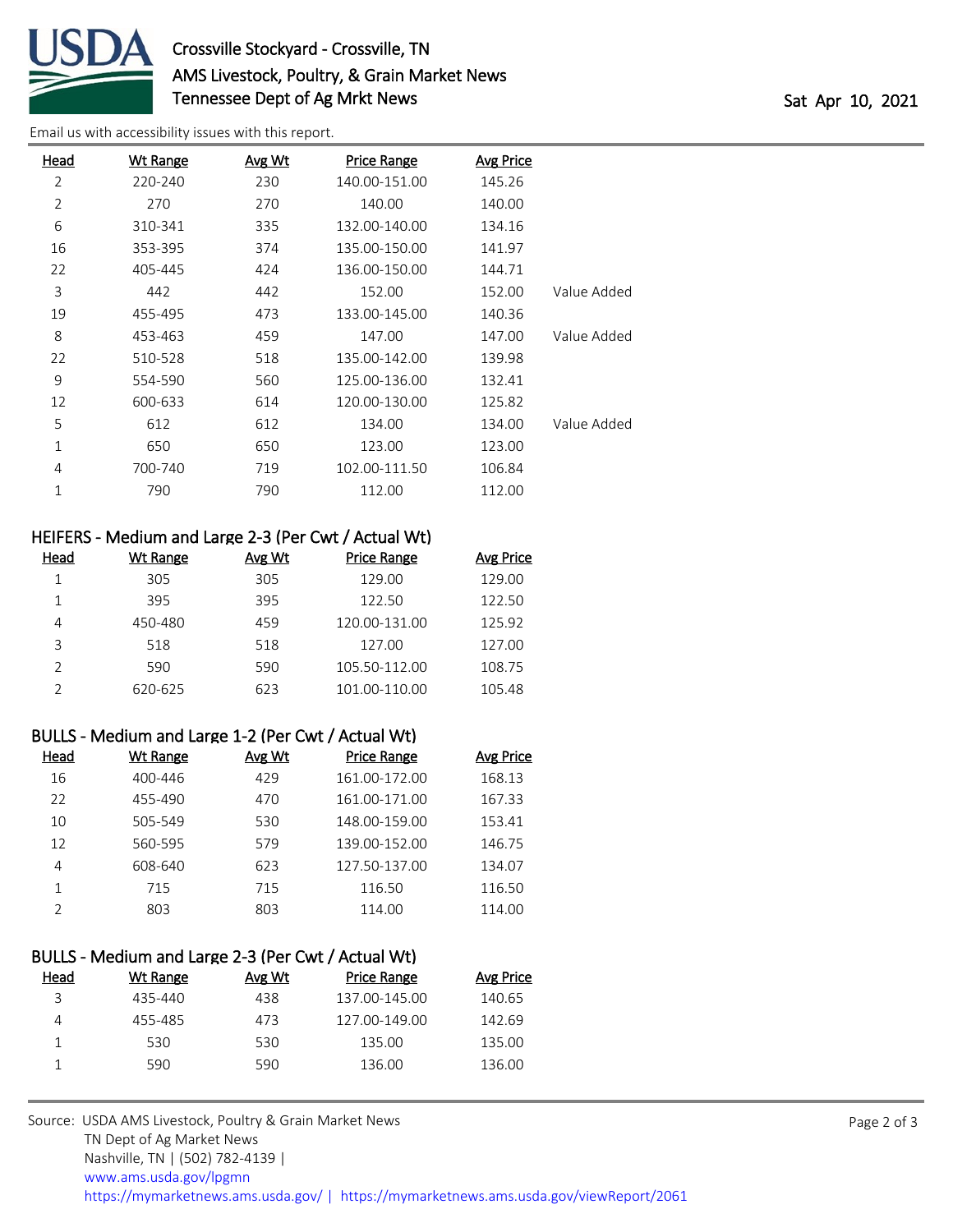Email us with accessibility issues with this report.

| Head | Wt Range | Avg Wt | Price Range | Avg Price | |
|---|---|---|---|---|---|
| 2 | 220-240 | 230 | 140.00-151.00 | 145.26 | |
| 2 | 270 | 270 | 140.00 | 140.00 | |
| 6 | 310-341 | 335 | 132.00-140.00 | 134.16 | |
| 16 | 353-395 | 374 | 135.00-150.00 | 141.97 | |
| 22 | 405-445 | 424 | 136.00-150.00 | 144.71 | |
| 3 | 442 | 442 | 152.00 | 152.00 | Value Added |
| 19 | 455-495 | 473 | 133.00-145.00 | 140.36 | |
| 8 | 453-463 | 459 | 147.00 | 147.00 | Value Added |
| 22 | 510-528 | 518 | 135.00-142.00 | 139.98 | |
| 9 | 554-590 | 560 | 125.00-136.00 | 132.41 | |
| 12 | 600-633 | 614 | 120.00-130.00 | 125.82 | |
| 5 | 612 | 612 | 134.00 | 134.00 | Value Added |
| 1 | 650 | 650 | 123.00 | 123.00 | |
| 4 | 700-740 | 719 | 102.00-111.50 | 106.84 | |
| 1 | 790 | 790 | 112.00 | 112.00 | |

## HEIFERS - Medium and Large 2-3 (Per Cwt / Actual Wt)

| Head | Wt Range | Avg Wt | Price Range | Avg Price |
|---|---|---|---|---|
| 1 | 305 | 305 | 129.00 | 129.00 |
| 1 | 395 | 395 | 122.50 | 122.50 |
| 4 | 450-480 | 459 | 120.00-131.00 | 125.92 |
| 3 | 518 | 518 | 127.00 | 127.00 |
| 2 | 590 | 590 | 105.50-112.00 | 108.75 |
| 2 | 620-625 | 623 | 101.00-110.00 | 105.48 |

## BULLS - Medium and Large 1-2 (Per Cwt / Actual Wt)

| Head | Wt Range | Avg Wt | Price Range | Avg Price |
|---|---|---|---|---|
| 16 | 400-446 | 429 | 161.00-172.00 | 168.13 |
| 22 | 455-490 | 470 | 161.00-171.00 | 167.33 |
| 10 | 505-549 | 530 | 148.00-159.00 | 153.41 |
| 12 | 560-595 | 579 | 139.00-152.00 | 146.75 |
| 4 | 608-640 | 623 | 127.50-137.00 | 134.07 |
| 1 | 715 | 715 | 116.50 | 116.50 |
| 2 | 803 | 803 | 114.00 | 114.00 |

## BULLS - Medium and Large 2-3 (Per Cwt / Actual Wt)

| Head | Wt Range | Avg Wt | Price Range | Avg Price |
|---|---|---|---|---|
| 3 | 435-440 | 438 | 137.00-145.00 | 140.65 |
| 4 | 455-485 | 473 | 127.00-149.00 | 142.69 |
| 1 | 530 | 530 | 135.00 | 135.00 |
| 1 | 590 | 590 | 136.00 | 136.00 |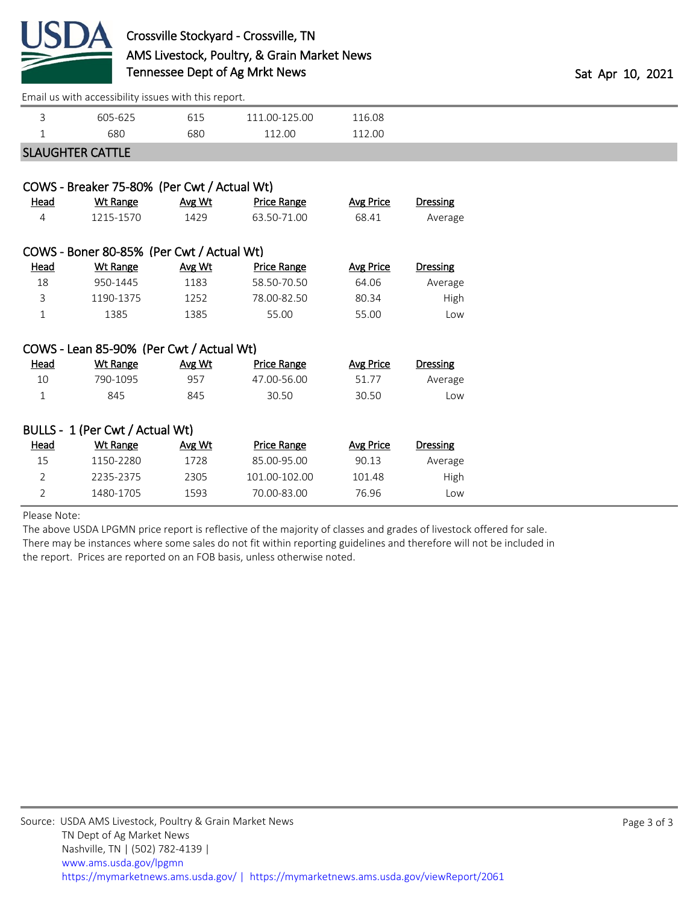Email us with accessibility issues with this report.

| | | | | |
|---|---|---|---|---|
| 3 | 605-625 | 615 | 111.00-125.00 | 116.08 |
| 1 | 680 | 680 | 112.00 | 112.00 |

## SLAUGHTER CATTLE

### COWS - Breaker 75-80% (Per Cwt / Actual Wt)

| Head | Wt Range | Avg Wt | Price Range | Avg Price | Dressing |
|---|---|---|---|---|---|
| 4 | 1215-1570 | 1429 | 63.50-71.00 | 68.41 | Average |

### COWS - Boner 80-85% (Per Cwt / Actual Wt)

| Head | Wt Range | Avg Wt | Price Range | Avg Price | Dressing |
|---|---|---|---|---|---|
| 18 | 950-1445 | 1183 | 58.50-70.50 | 64.06 | Average |
| 3 | 1190-1375 | 1252 | 78.00-82.50 | 80.34 | High |
| 1 | 1385 | 1385 | 55.00 | 55.00 | Low |

### COWS - Lean 85-90% (Per Cwt / Actual Wt)

| Head | Wt Range | Avg Wt | Price Range | Avg Price | Dressing |
|---|---|---|---|---|---|
| 10 | 790-1095 | 957 | 47.00-56.00 | 51.77 | Average |
| 1 | 845 | 845 | 30.50 | 30.50 | Low |

### BULLS - 1 (Per Cwt / Actual Wt)

| Head | Wt Range | Avg Wt | Price Range | Avg Price | Dressing |
|---|---|---|---|---|---|
| 15 | 1150-2280 | 1728 | 85.00-95.00 | 90.13 | Average |
| 2 | 2235-2375 | 2305 | 101.00-102.00 | 101.48 | High |
| 2 | 1480-1705 | 1593 | 70.00-83.00 | 76.96 | Low |

Please Note:
The above USDA LPGMN price report is reflective of the majority of classes and grades of livestock offered for sale. There may be instances where some sales do not fit within reporting guidelines and therefore will not be included in the report. Prices are reported on an FOB basis, unless otherwise noted.

Source: USDA AMS Livestock, Poultry & Grain Market News
TN Dept of Ag Market News
Nashville, TN | (502) 782-4139 |
www.ams.usda.gov/lpgmn
https://mymarketnews.ams.usda.gov/ | https://mymarketnews.ams.usda.gov/viewReport/2061